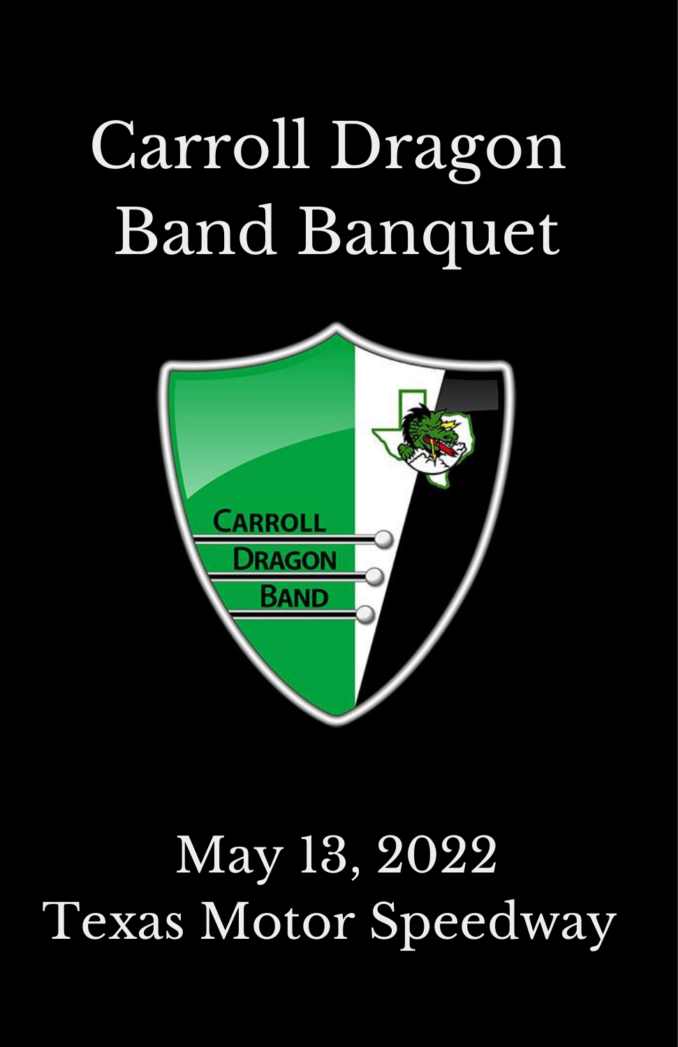# Carroll Dragon Band Banquet

CARROLL DRAGON BAND

May 13, 2022
Texas Motor Speedway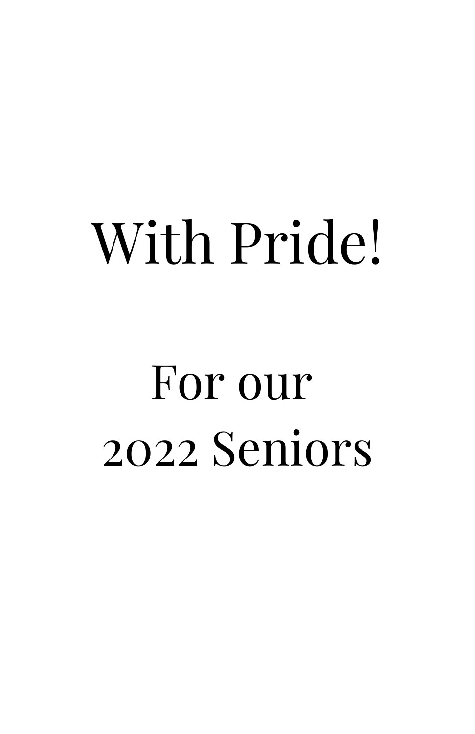# With Pride!

## For our
## 2022 Seniors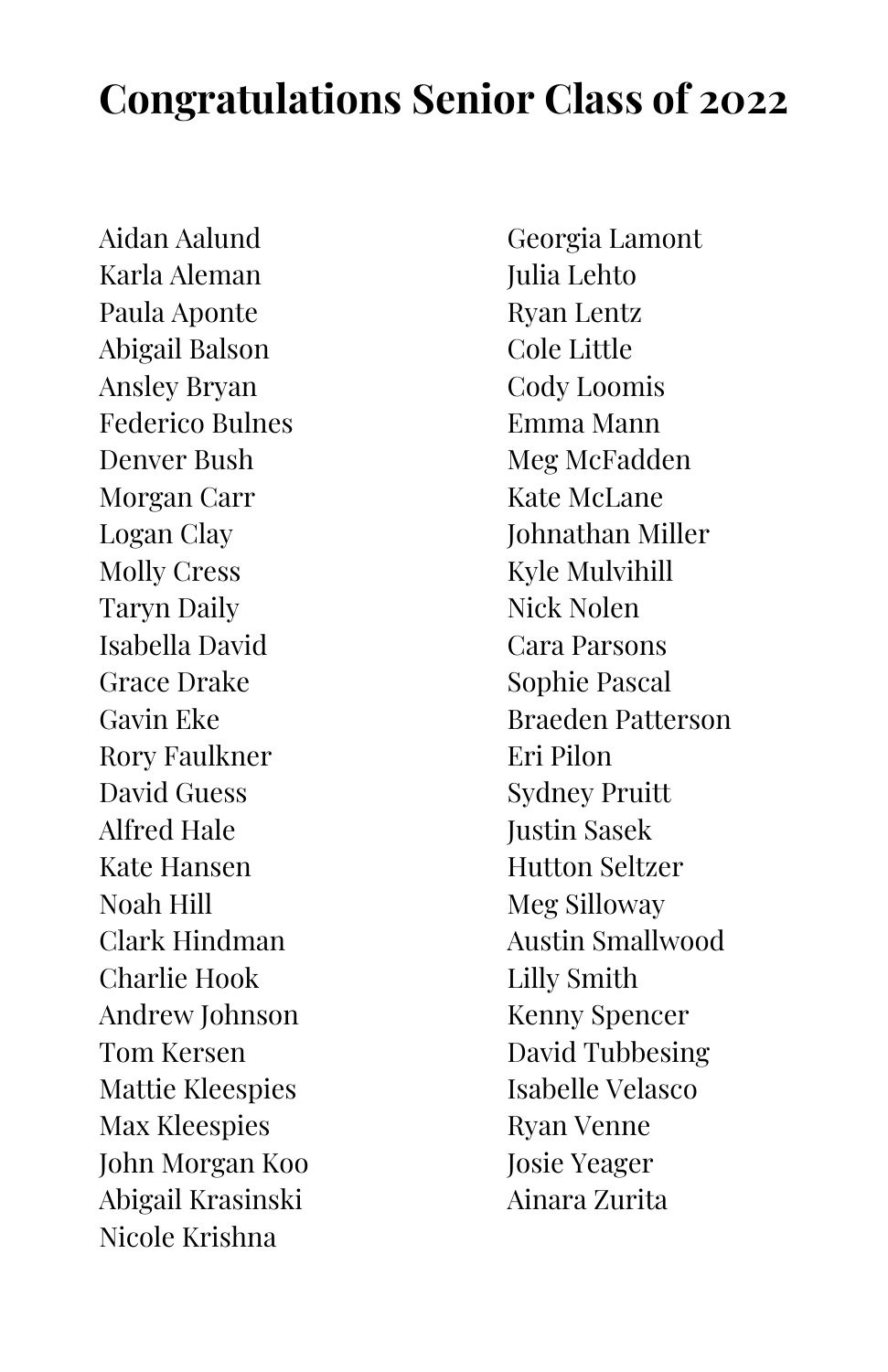# Congratulations Senior Class of 2022

Aidan Aalund
Karla Aleman
Paula Aponte
Abigail Balson
Ansley Bryan
Federico Bulnes
Denver Bush
Morgan Carr
Logan Clay
Molly Cress
Taryn Daily
Isabella David
Grace Drake
Gavin Eke
Rory Faulkner
David Guess
Alfred Hale
Kate Hansen
Noah Hill
Clark Hindman
Charlie Hook
Andrew Johnson
Tom Kersen
Mattie Kleespies
Max Kleespies
John Morgan Koo
Abigail Krasinski
Nicole Krishna
Georgia Lamont
Julia Lehto
Ryan Lentz
Cole Little
Cody Loomis
Emma Mann
Meg McFadden
Kate McLane
Johnathan Miller
Kyle Mulvihill
Nick Nolen
Cara Parsons
Sophie Pascal
Braeden Patterson
Eri Pilon
Sydney Pruitt
Justin Sasek
Hutton Seltzer
Meg Silloway
Austin Smallwood
Lilly Smith
Kenny Spencer
David Tubbesing
Isabelle Velasco
Ryan Venne
Josie Yeager
Ainara Zurita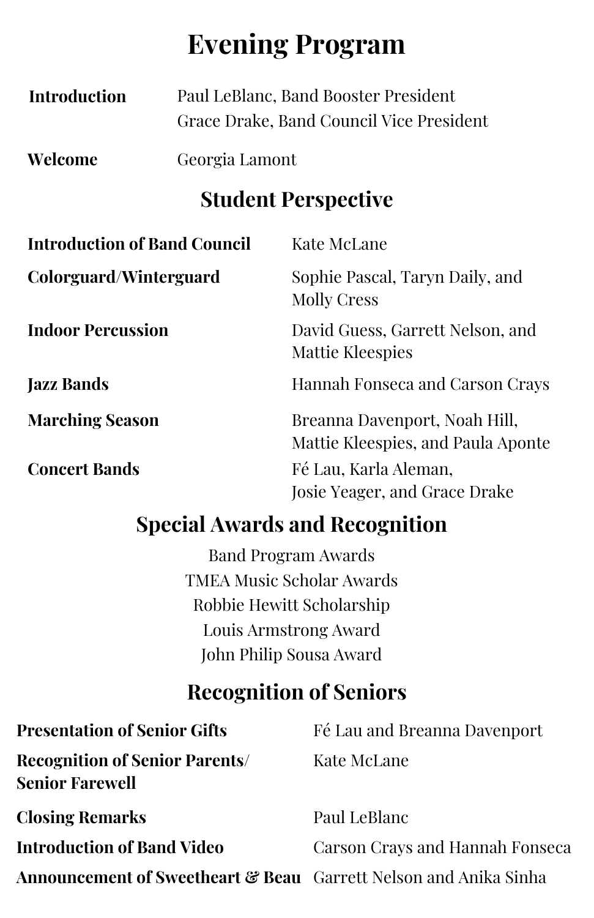# Evening Program

| | |
|---|---|
| **Introduction** | Paul LeBlanc, Band Booster President<br>Grace Drake, Band Council Vice President |
| **Welcome** | Georgia Lamont |

## Student Perspective

| | |
|---|---|
| **Introduction of Band Council** | Kate McLane |
| **Colorguard/Winterguard** | Sophie Pascal, Taryn Daily, and Molly Cress |
| **Indoor Percussion** | David Guess, Garrett Nelson, and Mattie Kleespies |
| **Jazz Bands** | Hannah Fonseca and Carson Crays |
| **Marching Season** | Breanna Davenport, Noah Hill, Mattie Kleespies, and Paula Aponte |
| **Concert Bands** | Fé Lau, Karla Aleman, Josie Yeager, and Grace Drake |

## Special Awards and Recognition

Band Program Awards

TMEA Music Scholar Awards

Robbie Hewitt Scholarship

Louis Armstrong Award

John Philip Sousa Award

## Recognition of Seniors

| | |
|---|---|
| **Presentation of Senior Gifts** | Fé Lau and Breanna Davenport |
| **Recognition of Senior Parents/ Senior Farewell** | Kate McLane |
| **Closing Remarks** | Paul LeBlanc |
| **Introduction of Band Video** | Carson Crays and Hannah Fonseca |
| **Announcement of Sweetheart & Beau** | Garrett Nelson and Anika Sinha |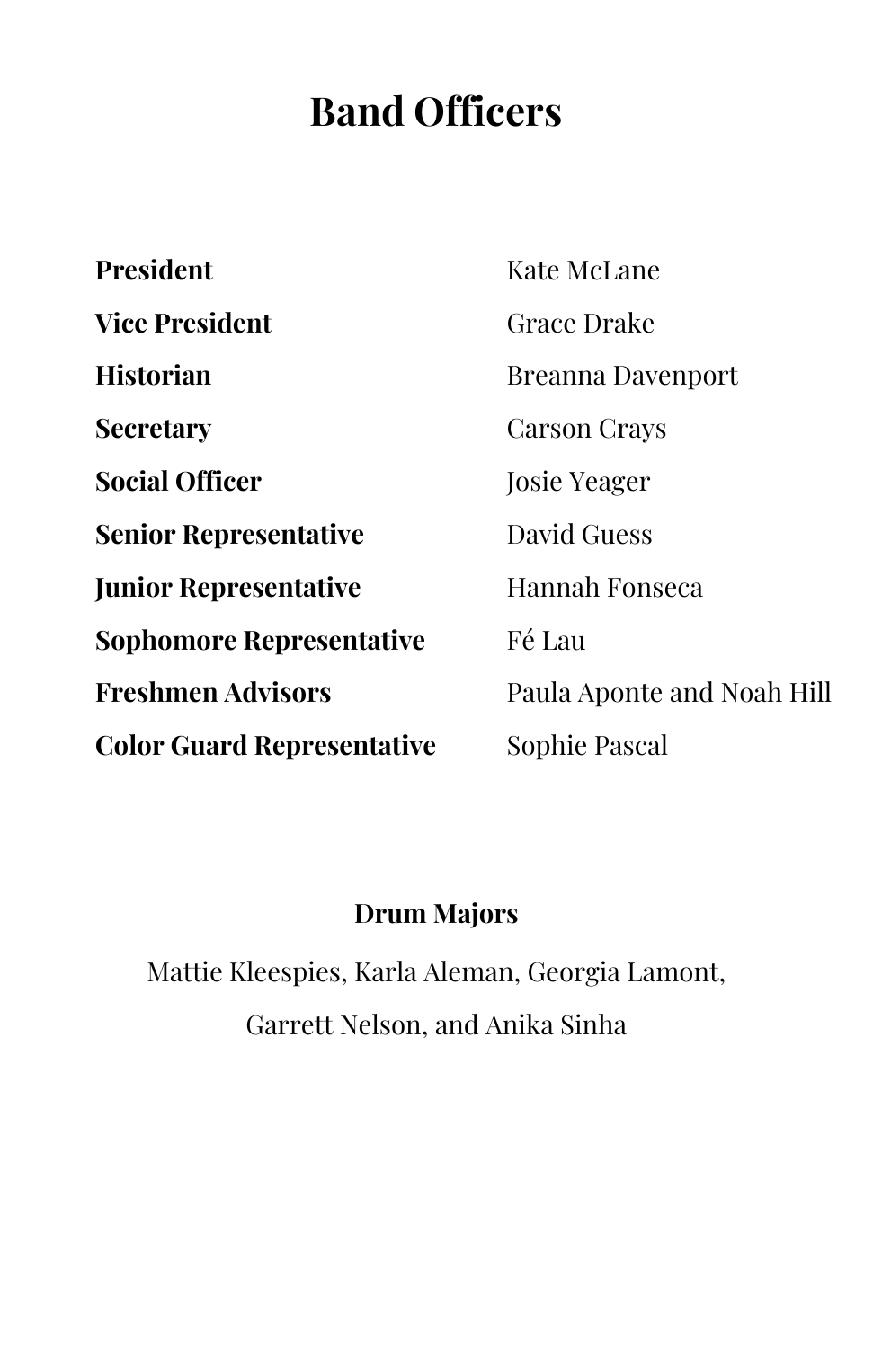# Band Officers

| | |
|---|---|
| **President** | Kate McLane |
| **Vice President** | Grace Drake |
| **Historian** | Breanna Davenport |
| **Secretary** | Carson Crays |
| **Social Officer** | Josie Yeager |
| **Senior Representative** | David Guess |
| **Junior Representative** | Hannah Fonseca |
| **Sophomore Representative** | Fé Lau |
| **Freshmen Advisors** | Paula Aponte and Noah Hill |
| **Color Guard Representative** | Sophie Pascal |

**Drum Majors**

Mattie Kleespies, Karla Aleman, Georgia Lamont, Garrett Nelson, and Anika Sinha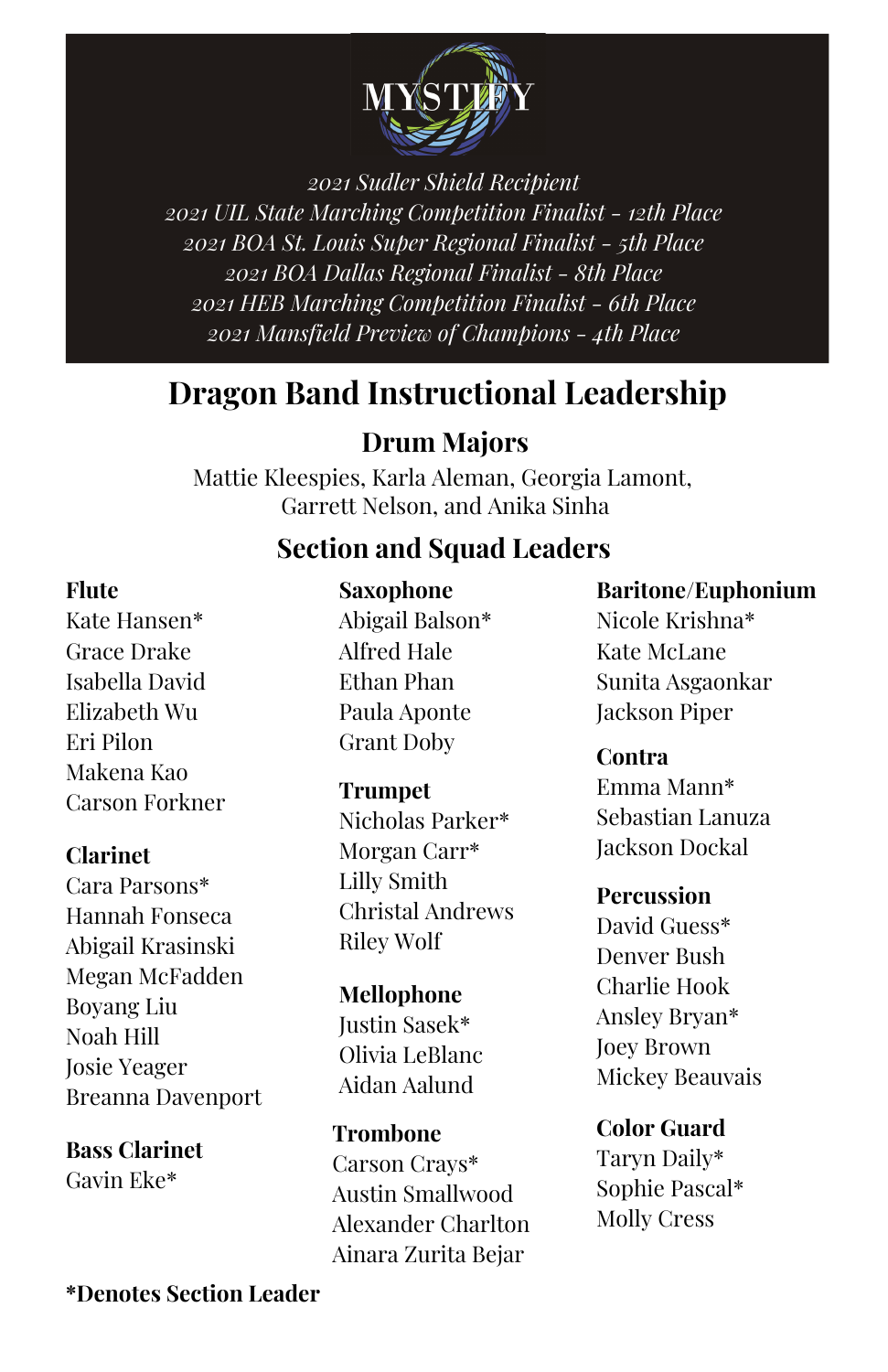MYSTIFY

*2021 Sudler Shield Recipient*
*2021 UIL State Marching Competition Finalist - 12th Place*
*2021 BOA St. Louis Super Regional Finalist - 5th Place*
*2021 BOA Dallas Regional Finalist - 8th Place*
*2021 HEB Marching Competition Finalist - 6th Place*
*2021 Mansfield Preview of Champions - 4th Place*

# Dragon Band Instructional Leadership

## Drum Majors

Mattie Kleespies, Karla Aleman, Georgia Lamont, Garrett Nelson, and Anika Sinha

## Section and Squad Leaders

**Flute**
Kate Hansen*
Grace Drake
Isabella David
Elizabeth Wu
Eri Pilon
Makena Kao
Carson Forkner

**Clarinet**
Cara Parsons*
Hannah Fonseca
Abigail Krasinski
Megan McFadden
Boyang Liu
Noah Hill
Josie Yeager
Breanna Davenport

**Bass Clarinet**
Gavin Eke*

**Saxophone**
Abigail Balson*
Alfred Hale
Ethan Phan
Paula Aponte
Grant Doby

**Trumpet**
Nicholas Parker*
Morgan Carr*
Lilly Smith
Christal Andrews
Riley Wolf

**Mellophone**
Justin Sasek*
Olivia LeBlanc
Aidan Aalund

**Trombone**
Carson Crays*
Austin Smallwood
Alexander Charlton
Ainara Zurita Bejar

**Baritone/Euphonium**
Nicole Krishna*
Kate McLane
Sunita Asgaonkar
Jackson Piper

**Contra**
Emma Mann*
Sebastian Lanuza
Jackson Dockal

**Percussion**
David Guess*
Denver Bush
Charlie Hook
Ansley Bryan*
Joey Brown
Mickey Beauvais

**Color Guard**
Taryn Daily*
Sophie Pascal*
Molly Cress

**\*Denotes Section Leader**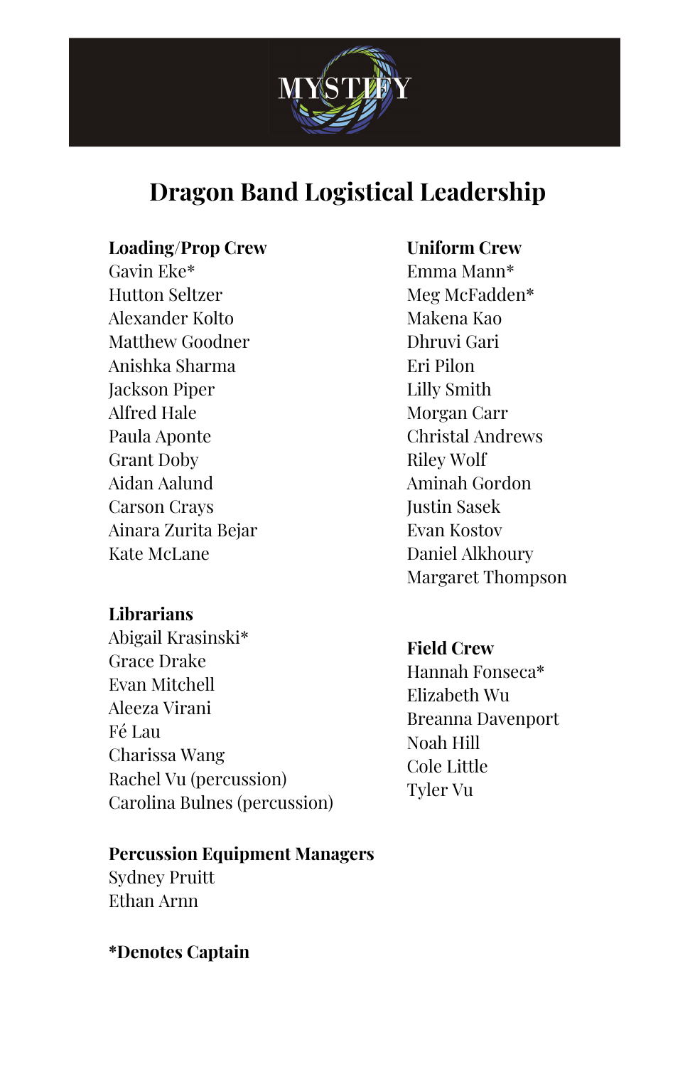MYSTIFY

# Dragon Band Logistical Leadership

**Loading/Prop Crew**
Gavin Eke*
Hutton Seltzer
Alexander Kolto
Matthew Goodner
Anishka Sharma
Jackson Piper
Alfred Hale
Paula Aponte
Grant Doby
Aidan Aalund
Carson Crays
Ainara Zurita Bejar
Kate McLane

**Librarians**
Abigail Krasinski*
Grace Drake
Evan Mitchell
Aleeza Virani
Fé Lau
Charissa Wang
Rachel Vu (percussion)
Carolina Bulnes (percussion)

**Percussion Equipment Managers**
Sydney Pruitt
Ethan Arnn

**Uniform Crew**
Emma Mann*
Meg McFadden*
Makena Kao
Dhruvi Gari
Eri Pilon
Lilly Smith
Morgan Carr
Christal Andrews
Riley Wolf
Aminah Gordon
Justin Sasek
Evan Kostov
Daniel Alkhoury
Margaret Thompson

**Field Crew**
Hannah Fonseca*
Elizabeth Wu
Breanna Davenport
Noah Hill
Cole Little
Tyler Vu

**\*Denotes Captain**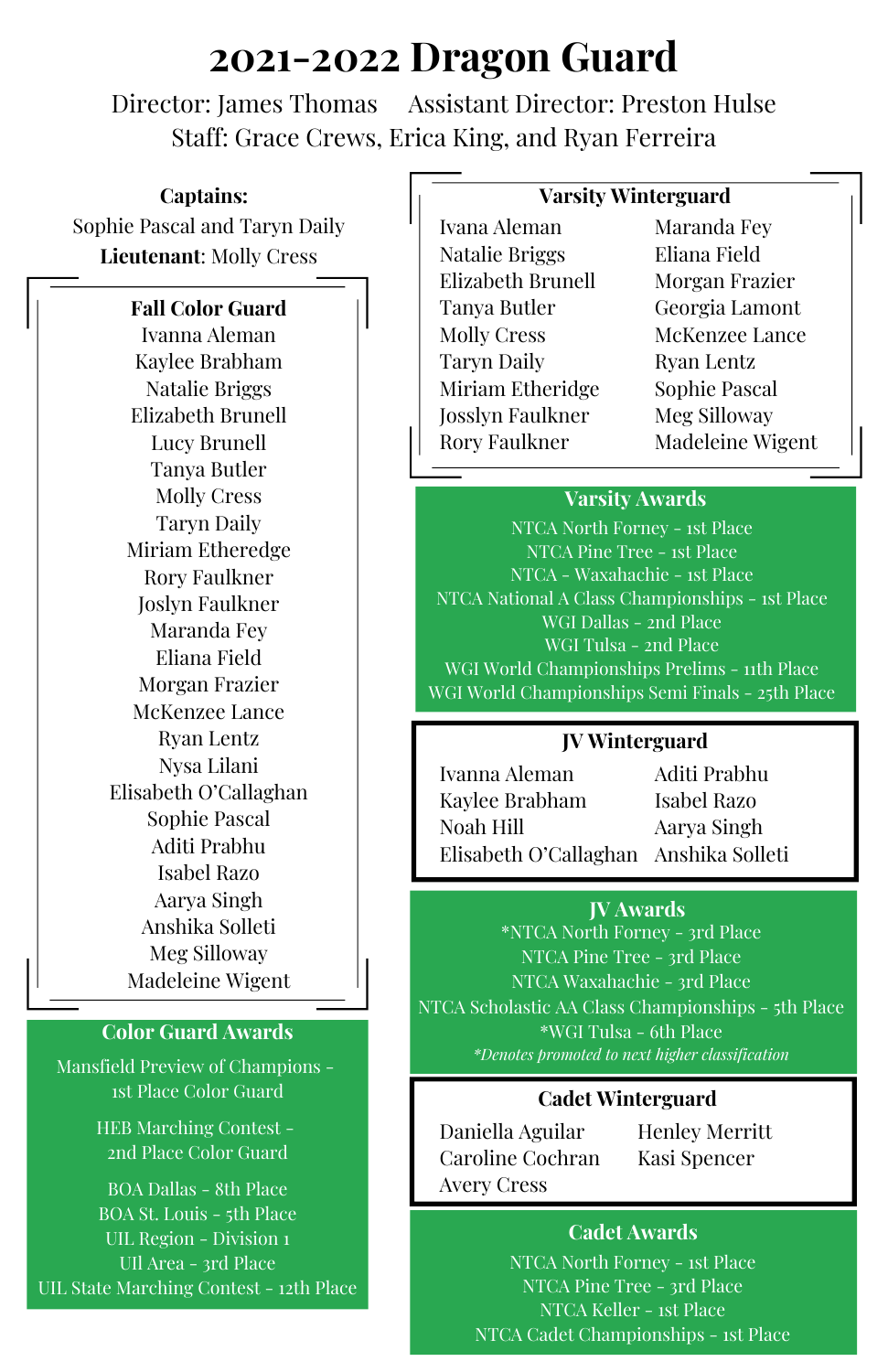# 2021-2022 Dragon Guard

Director: James Thomas     Assistant Director: Preston Hulse

Staff: Grace Crews, Erica King, and Ryan Ferreira

**Captains:**
Sophie Pascal and Taryn Daily

**Lieutenant**: Molly Cress

### Fall Color Guard

Ivanna Aleman
Kaylee Brabham
Natalie Briggs
Elizabeth Brunell
Lucy Brunell
Tanya Butler
Molly Cress
Taryn Daily
Miriam Etheredge
Rory Faulkner
Joslyn Faulkner
Maranda Fey
Eliana Field
Morgan Frazier
McKenzee Lance
Ryan Lentz
Nysa Lilani
Elisabeth O'Callaghan
Sophie Pascal
Aditi Prabhu
Isabel Razo
Aarya Singh
Anshika Solleti
Meg Silloway
Madeleine Wigent

### Color Guard Awards

Mansfield Preview of Champions - 1st Place Color Guard

HEB Marching Contest - 2nd Place Color Guard

BOA Dallas - 8th Place
BOA St. Louis - 5th Place
UIL Region - Division 1
UIl Area - 3rd Place
UIL State Marching Contest - 12th Place

### Varsity Winterguard

Ivana Aleman
Natalie Briggs
Elizabeth Brunell
Tanya Butler
Molly Cress
Taryn Daily
Miriam Etheridge
Josslyn Faulkner
Rory Faulkner
Maranda Fey
Eliana Field
Morgan Frazier
Georgia Lamont
McKenzee Lance
Ryan Lentz
Sophie Pascal
Meg Silloway
Madeleine Wigent

### Varsity Awards

NTCA North Forney - 1st Place
NTCA Pine Tree - 1st Place
NTCA - Waxahachie - 1st Place
NTCA National A Class Championships - 1st Place
WGI Dallas - 2nd Place
WGI Tulsa - 2nd Place
WGI World Championships Prelims - 11th Place
WGI World Championships Semi Finals - 25th Place

### JV Winterguard

Ivanna Aleman
Kaylee Brabham
Noah Hill
Elisabeth O'Callaghan
Aditi Prabhu
Isabel Razo
Aarya Singh
Anshika Solleti

### JV Awards

*NTCA North Forney - 3rd Place
NTCA Pine Tree - 3rd Place
NTCA Waxahachie - 3rd Place
NTCA Scholastic AA Class Championships - 5th Place
*WGI Tulsa - 6th Place

*\*Denotes promoted to next higher classification*

### Cadet Winterguard

Daniella Aguilar
Caroline Cochran
Avery Cress
Henley Merritt
Kasi Spencer

### Cadet Awards

NTCA North Forney - 1st Place
NTCA Pine Tree - 3rd Place
NTCA Keller - 1st Place
NTCA Cadet Championships - 1st Place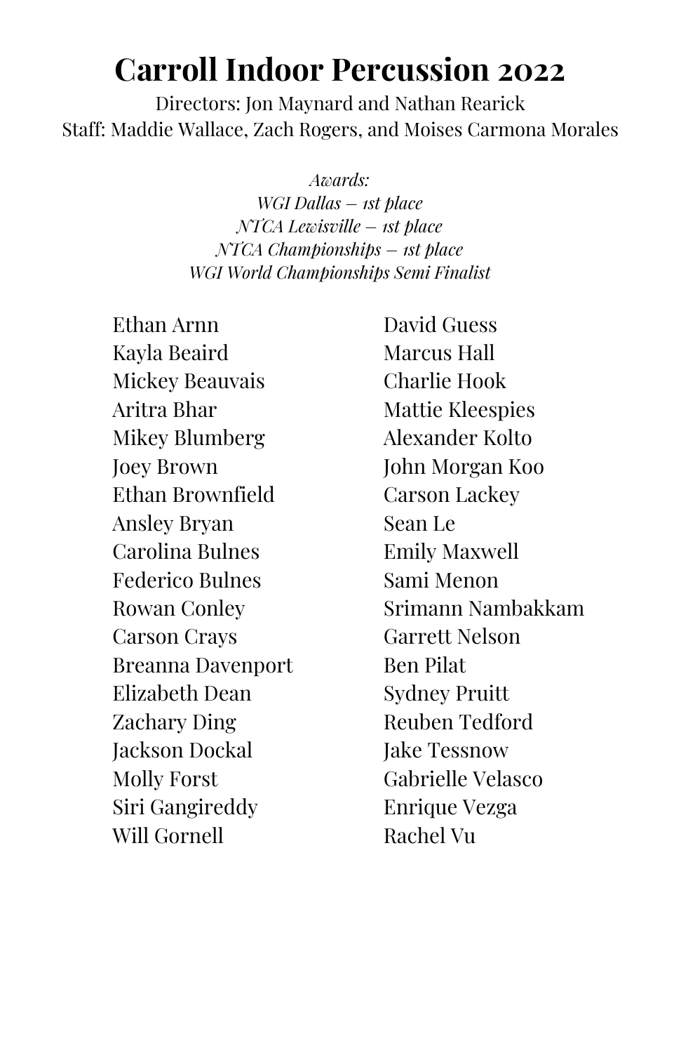# Carroll Indoor Percussion 2022

Directors: Jon Maynard and Nathan Rearick
Staff: Maddie Wallace, Zach Rogers, and Moises Carmona Morales

*Awards:*
*WGI Dallas – 1st place*
*NTCA Lewisville – 1st place*
*NTCA Championships – 1st place*
*WGI World Championships Semi Finalist*

Ethan Arnn
Kayla Beaird
Mickey Beauvais
Aritra Bhar
Mikey Blumberg
Joey Brown
Ethan Brownfield
Ansley Bryan
Carolina Bulnes
Federico Bulnes
Rowan Conley
Carson Crays
Breanna Davenport
Elizabeth Dean
Zachary Ding
Jackson Dockal
Molly Forst
Siri Gangireddy
Will Gornell
David Guess
Marcus Hall
Charlie Hook
Mattie Kleespies
Alexander Kolto
John Morgan Koo
Carson Lackey
Sean Le
Emily Maxwell
Sami Menon
Srimann Nambakkam
Garrett Nelson
Ben Pilat
Sydney Pruitt
Reuben Tedford
Jake Tessnow
Gabrielle Velasco
Enrique Vezga
Rachel Vu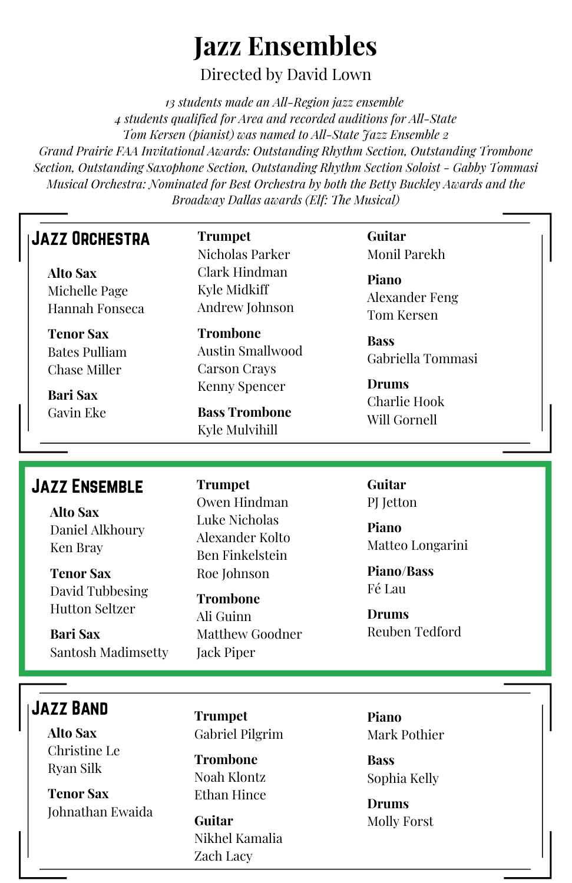# Jazz Ensembles

Directed by David Lown

*13 students made an All-Region jazz ensemble*
*4 students qualified for Area and recorded auditions for All-State*
*Tom Kersen (pianist) was named to All-State Jazz Ensemble 2*
*Grand Prairie FAA Invitational Awards: Outstanding Rhythm Section, Outstanding Trombone Section, Outstanding Saxophone Section, Outstanding Rhythm Section Soloist - Gabby Tommasi*
*Musical Orchestra: Nominated for Best Orchestra by both the Betty Buckley Awards and the Broadway Dallas awards (Elf: The Musical)*

## Jazz Orchestra

**Alto Sax**
Michelle Page
Hannah Fonseca

**Tenor Sax**
Bates Pulliam
Chase Miller

**Bari Sax**
Gavin Eke

**Trumpet**
Nicholas Parker
Clark Hindman
Kyle Midkiff
Andrew Johnson

**Trombone**
Austin Smallwood
Carson Crays
Kenny Spencer

**Bass Trombone**
Kyle Mulvihill

**Guitar**
Monil Parekh

**Piano**
Alexander Feng
Tom Kersen

**Bass**
Gabriella Tommasi

**Drums**
Charlie Hook
Will Gornell

## Jazz Ensemble

**Alto Sax**
Daniel Alkhoury
Ken Bray

**Tenor Sax**
David Tubbesing
Hutton Seltzer

**Bari Sax**
Santosh Madimsetty

**Trumpet**
Owen Hindman
Luke Nicholas
Alexander Kolto
Ben Finkelstein
Roe Johnson

**Trombone**
Ali Guinn
Matthew Goodner
Jack Piper

**Guitar**
PJ Jetton

**Piano**
Matteo Longarini

**Piano/Bass**
Fé Lau

**Drums**
Reuben Tedford

## Jazz Band

**Alto Sax**
Christine Le
Ryan Silk

**Tenor Sax**
Johnathan Ewaida

**Trumpet**
Gabriel Pilgrim

**Trombone**
Noah Klontz
Ethan Hince

**Guitar**
Nikhel Kamalia
Zach Lacy

**Piano**
Mark Pothier

**Bass**
Sophia Kelly

**Drums**
Molly Forst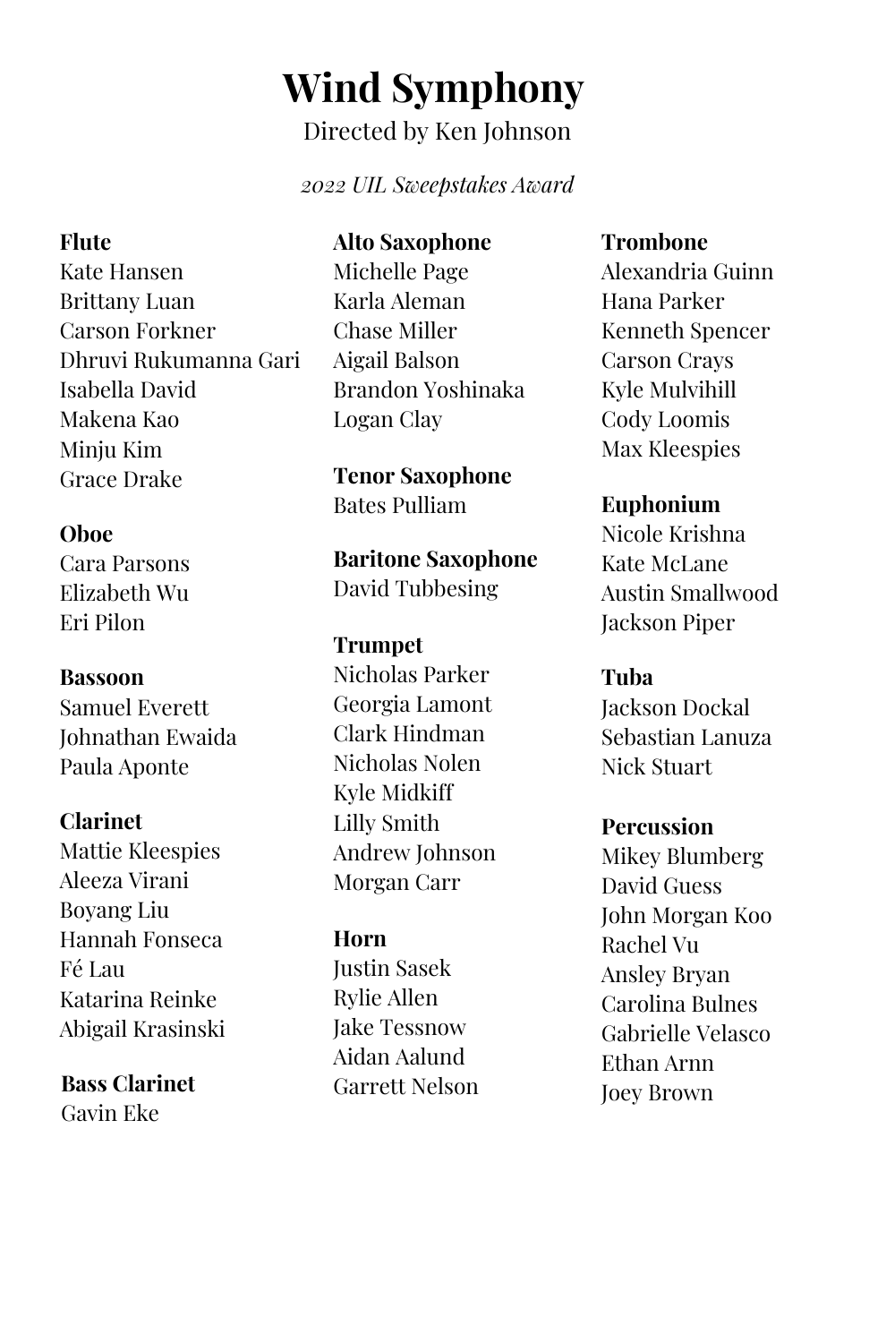# Wind Symphony

Directed by Ken Johnson

*2022 UIL Sweepstakes Award*

**Flute**
Kate Hansen
Brittany Luan
Carson Forkner
Dhruvi Rukumanna Gari
Isabella David
Makena Kao
Minju Kim
Grace Drake

**Oboe**
Cara Parsons
Elizabeth Wu
Eri Pilon

**Bassoon**
Samuel Everett
Johnathan Ewaida
Paula Aponte

**Clarinet**
Mattie Kleespies
Aleeza Virani
Boyang Liu
Hannah Fonseca
Fé Lau
Katarina Reinke
Abigail Krasinski

**Bass Clarinet**
Gavin Eke

**Alto Saxophone**
Michelle Page
Karla Aleman
Chase Miller
Aigail Balson
Brandon Yoshinaka
Logan Clay

**Tenor Saxophone**
Bates Pulliam

**Baritone Saxophone**
David Tubbesing

**Trumpet**
Nicholas Parker
Georgia Lamont
Clark Hindman
Nicholas Nolen
Kyle Midkiff
Lilly Smith
Andrew Johnson
Morgan Carr

**Horn**
Justin Sasek
Rylie Allen
Jake Tessnow
Aidan Aalund
Garrett Nelson

**Trombone**
Alexandria Guinn
Hana Parker
Kenneth Spencer
Carson Crays
Kyle Mulvihill
Cody Loomis
Max Kleespies

**Euphonium**
Nicole Krishna
Kate McLane
Austin Smallwood
Jackson Piper

**Tuba**
Jackson Dockal
Sebastian Lanuza
Nick Stuart

**Percussion**
Mikey Blumberg
David Guess
John Morgan Koo
Rachel Vu
Ansley Bryan
Carolina Bulnes
Gabrielle Velasco
Ethan Arnn
Joey Brown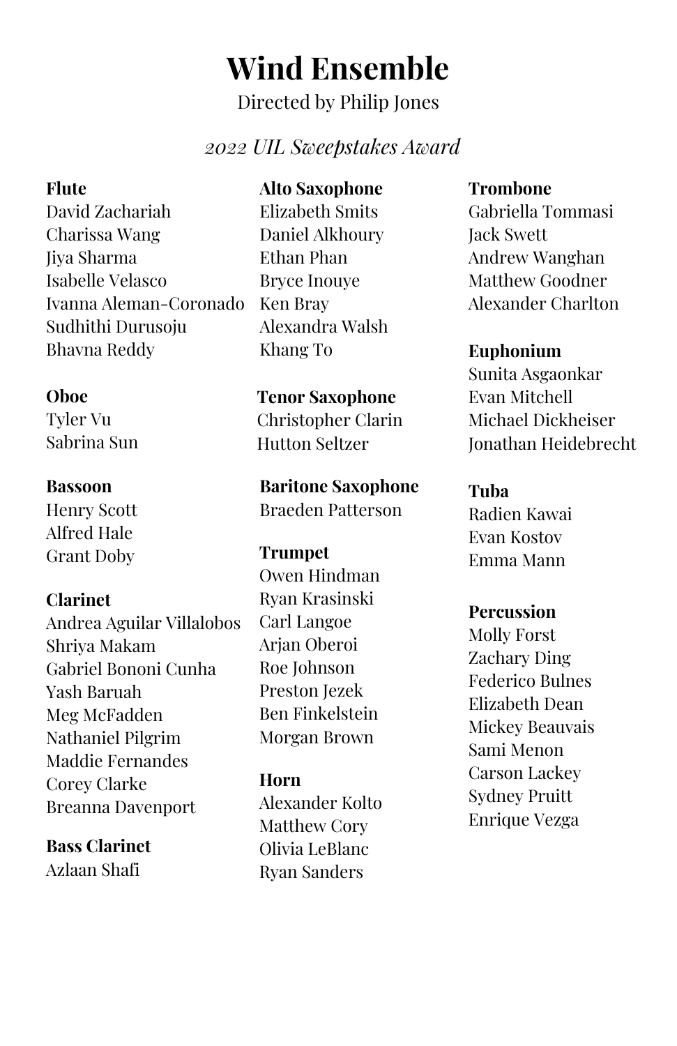# Wind Ensemble

Directed by Philip Jones

*2022 UIL Sweepstakes Award*

**Flute**
David Zachariah
Charissa Wang
Jiya Sharma
Isabelle Velasco
Ivanna Aleman-Coronado
Sudhithi Durusoju
Bhavna Reddy

**Oboe**
Tyler Vu
Sabrina Sun

**Bassoon**
Henry Scott
Alfred Hale
Grant Doby

**Clarinet**
Andrea Aguilar Villalobos
Shriya Makam
Gabriel Bononi Cunha
Yash Baruah
Meg McFadden
Nathaniel Pilgrim
Maddie Fernandes
Corey Clarke
Breanna Davenport

**Bass Clarinet**
Azlaan Shafi

**Alto Saxophone**
Elizabeth Smits
Daniel Alkhoury
Ethan Phan
Bryce Inouye
Ken Bray
Alexandra Walsh
Khang To

**Tenor Saxophone**
Christopher Clarin
Hutton Seltzer

**Baritone Saxophone**
Braeden Patterson

**Trumpet**
Owen Hindman
Ryan Krasinski
Carl Langoe
Arjan Oberoi
Roe Johnson
Preston Jezek
Ben Finkelstein
Morgan Brown

**Horn**
Alexander Kolto
Matthew Cory
Olivia LeBlanc
Ryan Sanders

**Trombone**
Gabriella Tommasi
Jack Swett
Andrew Wanghan
Matthew Goodner
Alexander Charlton

**Euphonium**
Sunita Asgaonkar
Evan Mitchell
Michael Dickheiser
Jonathan Heidebrecht

**Tuba**
Radien Kawai
Evan Kostov
Emma Mann

**Percussion**
Molly Forst
Zachary Ding
Federico Bulnes
Elizabeth Dean
Mickey Beauvais
Sami Menon
Carson Lackey
Sydney Pruitt
Enrique Vezga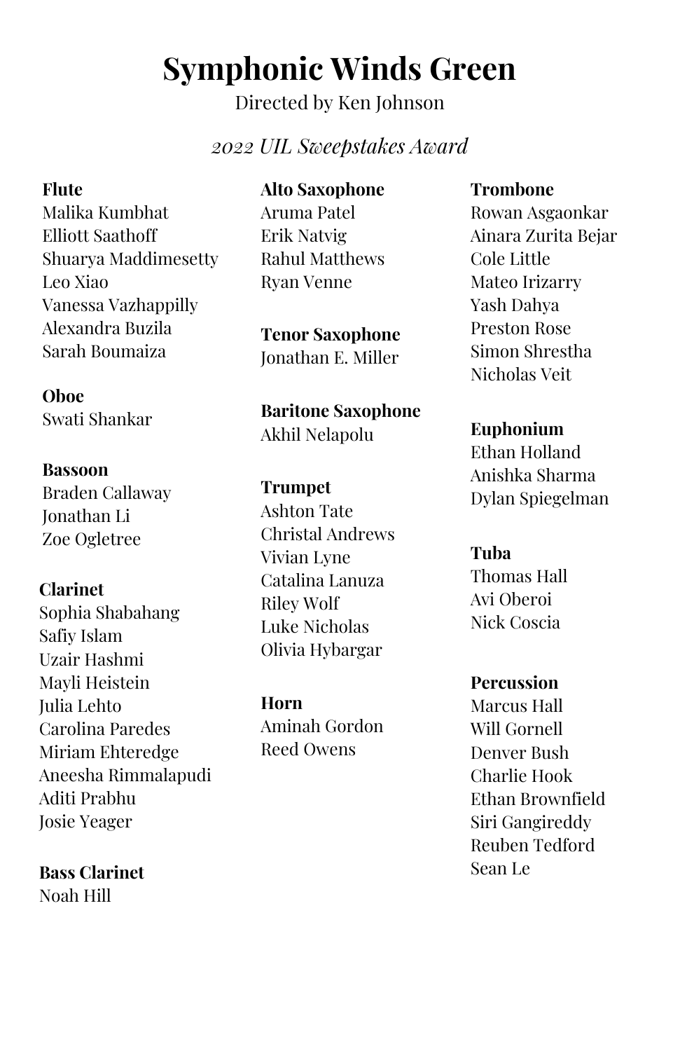# Symphonic Winds Green

Directed by Ken Johnson

*2022 UIL Sweepstakes Award*

**Flute**
Malika Kumbhat
Elliott Saathoff
Shuarya Maddimesetty
Leo Xiao
Vanessa Vazhappilly
Alexandra Buzila
Sarah Boumaiza

**Oboe**
Swati Shankar

**Bassoon**
Braden Callaway
Jonathan Li
Zoe Ogletree

**Clarinet**
Sophia Shabahang
Safiy Islam
Uzair Hashmi
Mayli Heistein
Julia Lehto
Carolina Paredes
Miriam Ehteredge
Aneesha Rimmalapudi
Aditi Prabhu
Josie Yeager

**Bass Clarinet**
Noah Hill

**Alto Saxophone**
Aruma Patel
Erik Natvig
Rahul Matthews
Ryan Venne

**Tenor Saxophone**
Jonathan E. Miller

**Baritone Saxophone**
Akhil Nelapolu

**Trumpet**
Ashton Tate
Christal Andrews
Vivian Lyne
Catalina Lanuza
Riley Wolf
Luke Nicholas
Olivia Hybargar

**Horn**
Aminah Gordon
Reed Owens

**Trombone**
Rowan Asgaonkar
Ainara Zurita Bejar
Cole Little
Mateo Irizarry
Yash Dahya
Preston Rose
Simon Shrestha
Nicholas Veit

**Euphonium**
Ethan Holland
Anishka Sharma
Dylan Spiegelman

**Tuba**
Thomas Hall
Avi Oberoi
Nick Coscia

**Percussion**
Marcus Hall
Will Gornell
Denver Bush
Charlie Hook
Ethan Brownfield
Siri Gangireddy
Reuben Tedford
Sean Le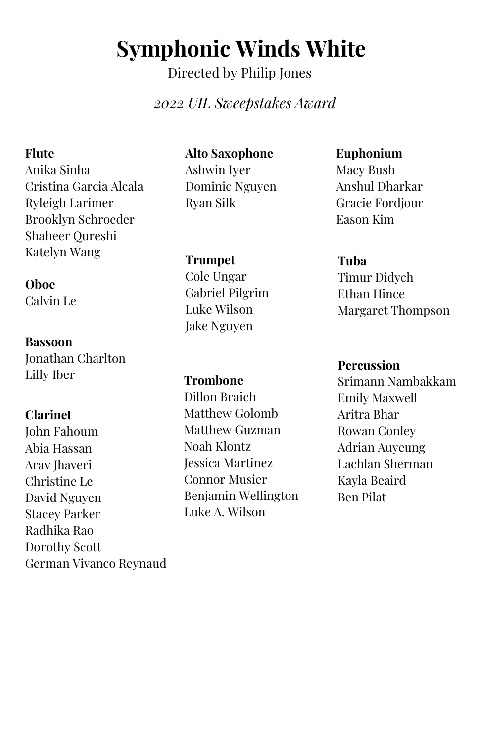# Symphonic Winds White

Directed by Philip Jones

*2022 UIL Sweepstakes Award*

**Flute**
Anika Sinha
Cristina Garcia Alcala
Ryleigh Larimer
Brooklyn Schroeder
Shaheer Qureshi
Katelyn Wang

**Oboe**
Calvin Le

**Bassoon**
Jonathan Charlton
Lilly Iber

**Clarinet**
John Fahoum
Abia Hassan
Arav Jhaveri
Christine Le
David Nguyen
Stacey Parker
Radhika Rao
Dorothy Scott
German Vivanco Reynaud

**Alto Saxophone**
Ashwin Iyer
Dominic Nguyen
Ryan Silk

**Trumpet**
Cole Ungar
Gabriel Pilgrim
Luke Wilson
Jake Nguyen

**Trombone**
Dillon Braich
Matthew Golomb
Matthew Guzman
Noah Klontz
Jessica Martinez
Connor Musier
Benjamin Wellington
Luke A. Wilson

**Euphonium**
Macy Bush
Anshul Dharkar
Gracie Fordjour
Eason Kim

**Tuba**
Timur Didych
Ethan Hince
Margaret Thompson

**Percussion**
Srimann Nambakkam
Emily Maxwell
Aritra Bhar
Rowan Conley
Adrian Auyeung
Lachlan Sherman
Kayla Beaird
Ben Pilat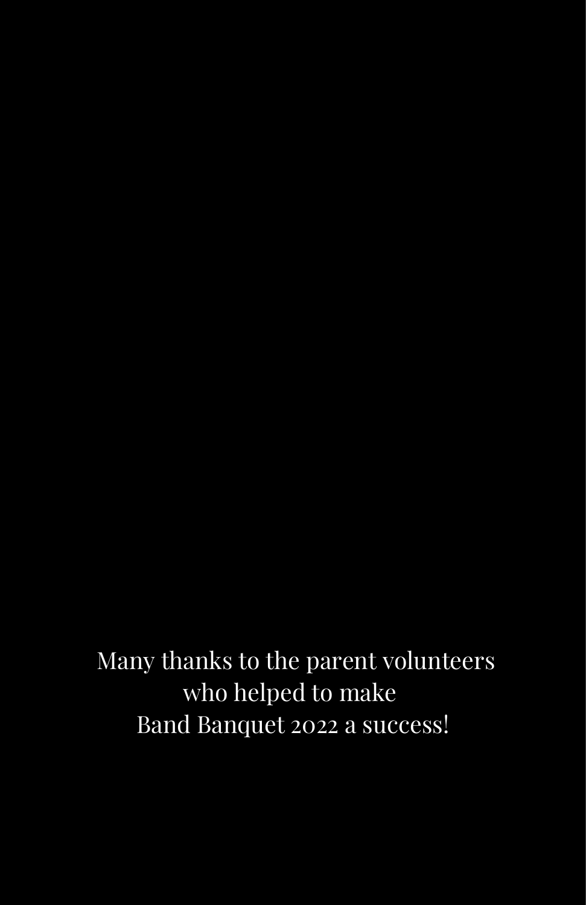Many thanks to the parent volunteers
who helped to make
Band Banquet 2022 a success!